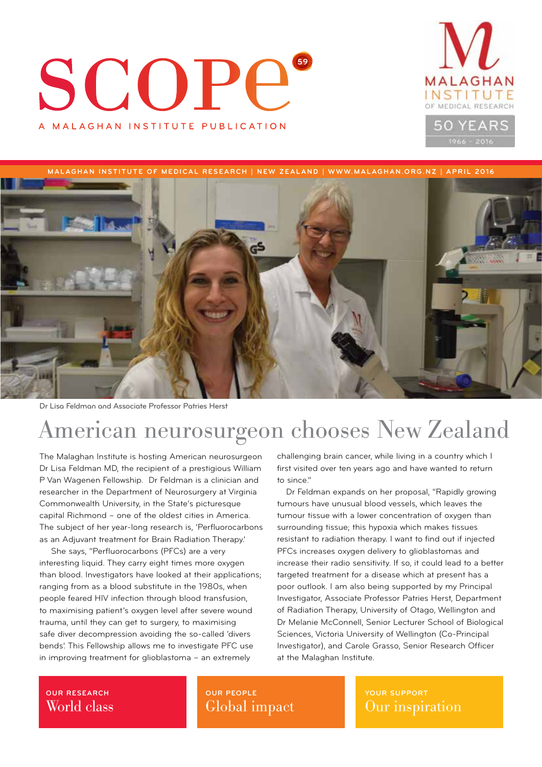# SCOPE 59

A MALAGHAN INSTITUTE PUBLICATION

MALAGHAN INSTITUTE OF MEDICAL RESEARCH

50 YEARS 1966 - 2016

MALAGHAN INSTITUTE OF MEDICAL RESEARCH | NEW ZEALAND | WWW.MALAGHAN.ORG.NZ | APRIL 2016

Dr Lisa Feldman and Associate Professor Patries Herst

## American neurosurgeon chooses New Zealand

The Malaghan Institute is hosting American neurosurgeon Dr Lisa Feldman MD, the recipient of a prestigious William P Van Wagenen Fellowship. Dr Feldman is a clinician and researcher in the Department of Neurosurgery at Virginia Commonwealth University, in the State's picturesque capital Richmond – one of the oldest cities in America. The subject of her year-long research is, 'Perfluorocarbons as an Adjuvant treatment for Brain Radiation Therapy.'

She says, "Perfluorocarbons (PFCs) are a very interesting liquid. They carry eight times more oxygen than blood. Investigators have looked at their applications; ranging from as a blood substitute in the 1980s, when people feared HIV infection through blood transfusion, to maximising patient's oxygen level after severe wound trauma, until they can get to surgery, to maximising safe diver decompression avoiding the so-called 'divers bends'. This Fellowship allows me to investigate PFC use in improving treatment for glioblastoma – an extremely challenging brain cancer, while living in a country which I first visited over ten years ago and have wanted to return to since."

Dr Feldman expands on her proposal, "Rapidly growing tumours have unusual blood vessels, which leaves the tumour tissue with a lower concentration of oxygen than surrounding tissue; this hypoxia which makes tissues resistant to radiation therapy. I want to find out if injected PFCs increases oxygen delivery to glioblastomas and increase their radio sensitivity. If so, it could lead to a better targeted treatment for a disease which at present has a poor outlook. I am also being supported by my Principal Investigator, Associate Professor Patries Herst, Department of Radiation Therapy, University of Otago, Wellington and Dr Melanie McConnell, Senior Lecturer School of Biological Sciences, Victoria University of Wellington (Co-Principal Investigator), and Carole Grasso, Senior Research Officer at the Malaghan Institute.

OUR RESEARCH
**World class**

OUR PEOPLE
**Global impact**

YOUR SUPPORT
**Our inspiration**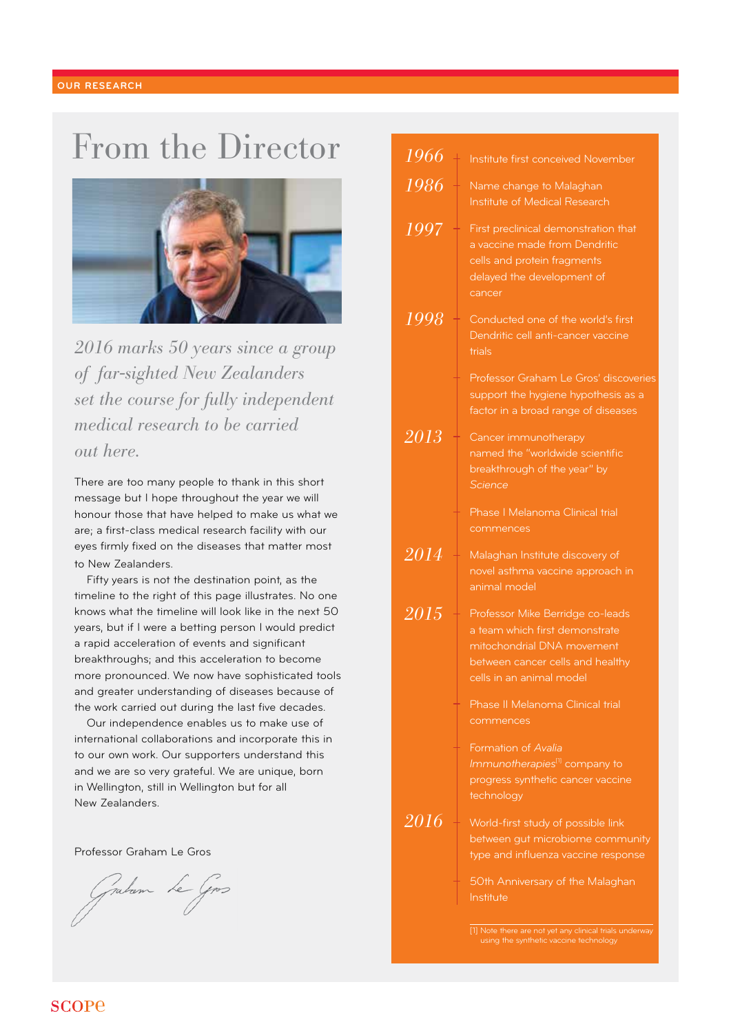# From the Director

*2016 marks 50 years since a group of far-sighted New Zealanders set the course for fully independent medical research to be carried out here.*

There are too many people to thank in this short message but I hope throughout the year we will honour those that have helped to make us what we are; a first-class medical research facility with our eyes firmly fixed on the diseases that matter most to New Zealanders.

Fifty years is not the destination point, as the timeline to the right of this page illustrates. No one knows what the timeline will look like in the next 50 years, but if I were a betting person I would predict a rapid acceleration of events and significant breakthroughs; and this acceleration to become more pronounced. We now have sophisticated tools and greater understanding of diseases because of the work carried out during the last five decades.

Our independence enables us to make use of international collaborations and incorporate this in to our own work. Our supporters understand this and we are so very grateful. We are unique, born in Wellington, still in Wellington but for all New Zealanders.

Professor Graham Le Gros

- **1966** – Institute first conceived November
- **1986** – Name change to Malaghan Institute of Medical Research
- **1997** – First preclinical demonstration that a vaccine made from Dendritic cells and protein fragments delayed the development of cancer
- **1998** – Conducted one of the world's first Dendritic cell anti-cancer vaccine trials
  - Professor Graham Le Gros' discoveries support the hygiene hypothesis as a factor in a broad range of diseases
- **2013** – Cancer immunotherapy named the "worldwide scientific breakthrough of the year" by *Science*
  - Phase I Melanoma Clinical trial commences
- **2014** – Malaghan Institute discovery of novel asthma vaccine approach in animal model
- **2015** – Professor Mike Berridge co-leads a team which first demonstrate mitochondrial DNA movement between cancer cells and healthy cells in an animal model
  - Phase II Melanoma Clinical trial commences
  - Formation of *Avalia Immunotherapies*[1] company to progress synthetic cancer vaccine technology
- **2016** – World-first study of possible link between gut microbiome community type and influenza vaccine response
  - 50th Anniversary of the Malaghan Institute

[1] Note there are not yet any clinical trials underway using the synthetic vaccine technology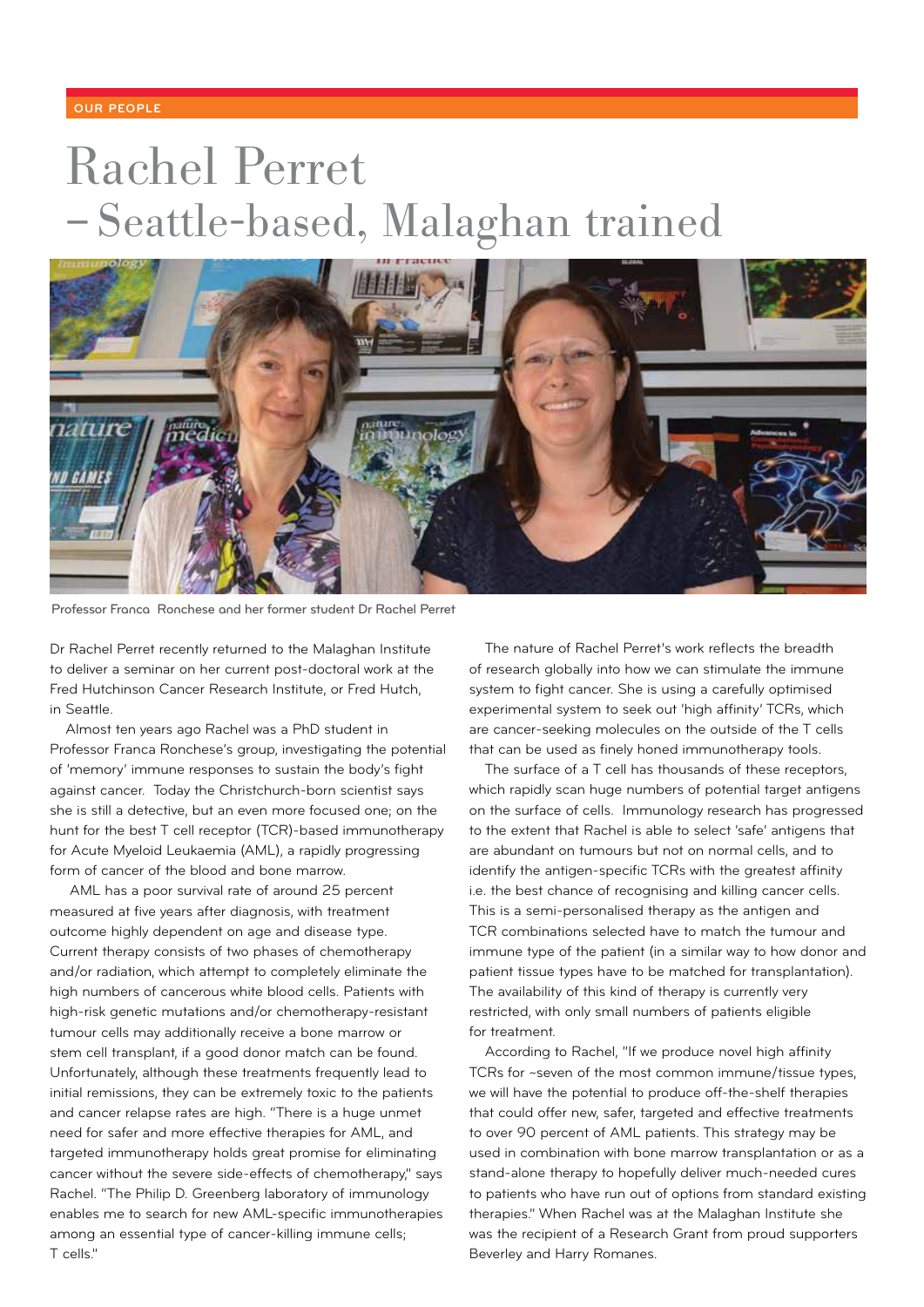OUR PEOPLE

# Rachel Perret – Seattle-based, Malaghan trained

Professor Franca Ronchese and her former student Dr Rachel Perret

Dr Rachel Perret recently returned to the Malaghan Institute to deliver a seminar on her current post-doctoral work at the Fred Hutchinson Cancer Research Institute, or Fred Hutch, in Seattle.

Almost ten years ago Rachel was a PhD student in Professor Franca Ronchese's group, investigating the potential of 'memory' immune responses to sustain the body's fight against cancer. Today the Christchurch-born scientist says she is still a detective, but an even more focused one; on the hunt for the best T cell receptor (TCR)-based immunotherapy for Acute Myeloid Leukaemia (AML), a rapidly progressing form of cancer of the blood and bone marrow.

AML has a poor survival rate of around 25 percent measured at five years after diagnosis, with treatment outcome highly dependent on age and disease type. Current therapy consists of two phases of chemotherapy and/or radiation, which attempt to completely eliminate the high numbers of cancerous white blood cells. Patients with high-risk genetic mutations and/or chemotherapy-resistant tumour cells may additionally receive a bone marrow or stem cell transplant, if a good donor match can be found. Unfortunately, although these treatments frequently lead to initial remissions, they can be extremely toxic to the patients and cancer relapse rates are high. "There is a huge unmet need for safer and more effective therapies for AML, and targeted immunotherapy holds great promise for eliminating cancer without the severe side-effects of chemotherapy," says Rachel. "The Philip D. Greenberg laboratory of immunology enables me to search for new AML-specific immunotherapies among an essential type of cancer-killing immune cells; T cells."

The nature of Rachel Perret's work reflects the breadth of research globally into how we can stimulate the immune system to fight cancer. She is using a carefully optimised experimental system to seek out 'high affinity' TCRs, which are cancer-seeking molecules on the outside of the T cells that can be used as finely honed immunotherapy tools.

The surface of a T cell has thousands of these receptors, which rapidly scan huge numbers of potential target antigens on the surface of cells. Immunology research has progressed to the extent that Rachel is able to select 'safe' antigens that are abundant on tumours but not on normal cells, and to identify the antigen-specific TCRs with the greatest affinity i.e. the best chance of recognising and killing cancer cells. This is a semi-personalised therapy as the antigen and TCR combinations selected have to match the tumour and immune type of the patient (in a similar way to how donor and patient tissue types have to be matched for transplantation). The availability of this kind of therapy is currently very restricted, with only small numbers of patients eligible for treatment.

According to Rachel, "If we produce novel high affinity TCRs for ~seven of the most common immune/tissue types, we will have the potential to produce off-the-shelf therapies that could offer new, safer, targeted and effective treatments to over 90 percent of AML patients. This strategy may be used in combination with bone marrow transplantation or as a stand-alone therapy to hopefully deliver much-needed cures to patients who have run out of options from standard existing therapies." When Rachel was at the Malaghan Institute she was the recipient of a Research Grant from proud supporters Beverley and Harry Romanes.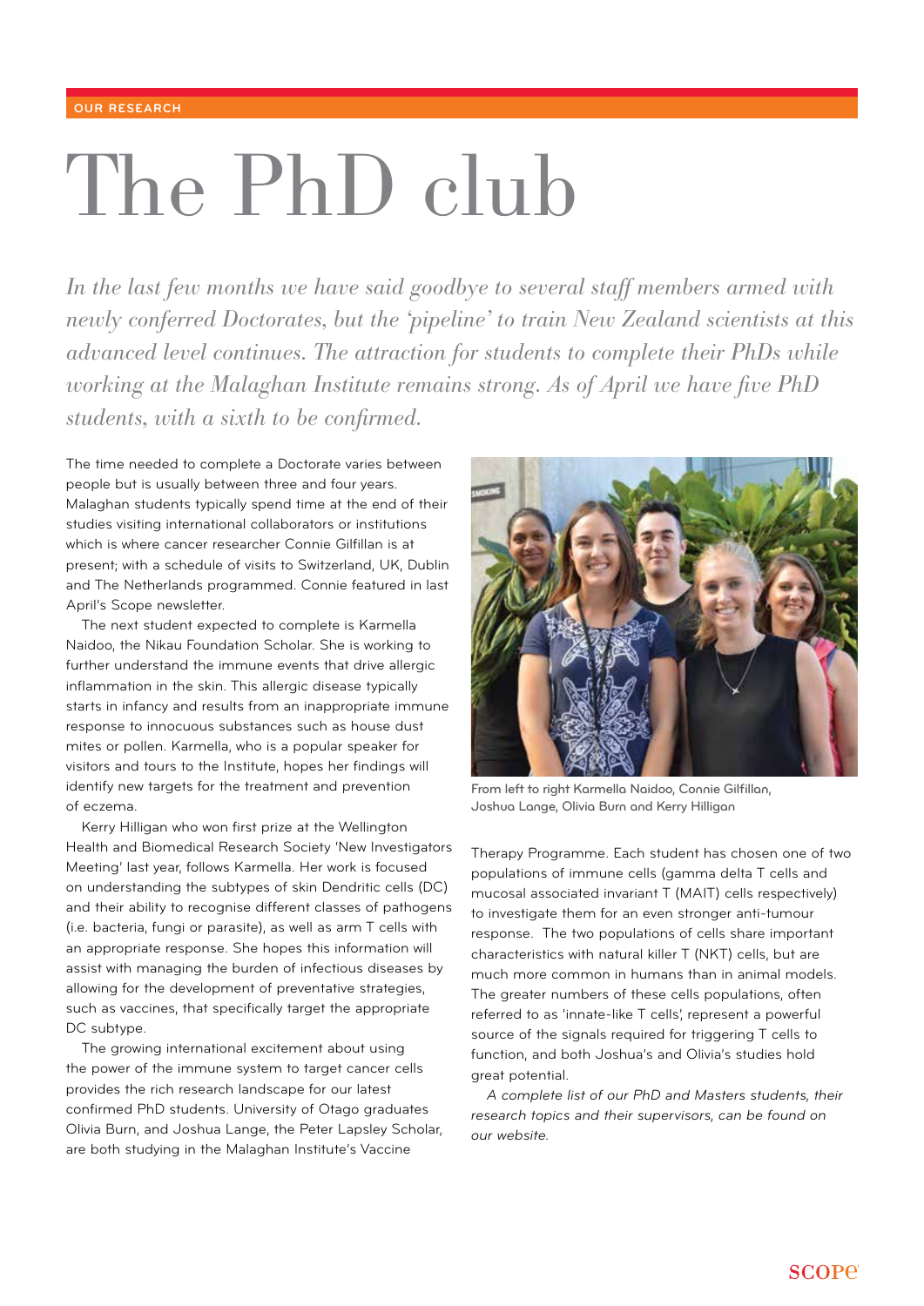# The PhD club

*In the last few months we have said goodbye to several staff members armed with newly conferred Doctorates, but the 'pipeline' to train New Zealand scientists at this advanced level continues. The attraction for students to complete their PhDs while working at the Malaghan Institute remains strong. As of April we have five PhD students, with a sixth to be confirmed.*

The time needed to complete a Doctorate varies between people but is usually between three and four years. Malaghan students typically spend time at the end of their studies visiting international collaborators or institutions which is where cancer researcher Connie Gilfillan is at present; with a schedule of visits to Switzerland, UK, Dublin and The Netherlands programmed. Connie featured in last April's Scope newsletter.

The next student expected to complete is Karmella Naidoo, the Nikau Foundation Scholar. She is working to further understand the immune events that drive allergic inflammation in the skin. This allergic disease typically starts in infancy and results from an inappropriate immune response to innocuous substances such as house dust mites or pollen. Karmella, who is a popular speaker for visitors and tours to the Institute, hopes her findings will identify new targets for the treatment and prevention of eczema.

Kerry Hilligan who won first prize at the Wellington Health and Biomedical Research Society 'New Investigators Meeting' last year, follows Karmella. Her work is focused on understanding the subtypes of skin Dendritic cells (DC) and their ability to recognise different classes of pathogens (i.e. bacteria, fungi or parasite), as well as arm T cells with an appropriate response. She hopes this information will assist with managing the burden of infectious diseases by allowing for the development of preventative strategies, such as vaccines, that specifically target the appropriate DC subtype.

The growing international excitement about using the power of the immune system to target cancer cells provides the rich research landscape for our latest confirmed PhD students. University of Otago graduates Olivia Burn, and Joshua Lange, the Peter Lapsley Scholar, are both studying in the Malaghan Institute's Vaccine Therapy Programme. Each student has chosen one of two populations of immune cells (gamma delta T cells and mucosal associated invariant T (MAIT) cells respectively) to investigate them for an even stronger anti-tumour response. The two populations of cells share important characteristics with natural killer T (NKT) cells, but are much more common in humans than in animal models. The greater numbers of these cells populations, often referred to as 'innate-like T cells', represent a powerful source of the signals required for triggering T cells to function, and both Joshua's and Olivia's studies hold great potential.

From left to right Karmella Naidoo, Connie Gilfillan, Joshua Lange, Olivia Burn and Kerry Hilligan

*A complete list of our PhD and Masters students, their research topics and their supervisors, can be found on our website.*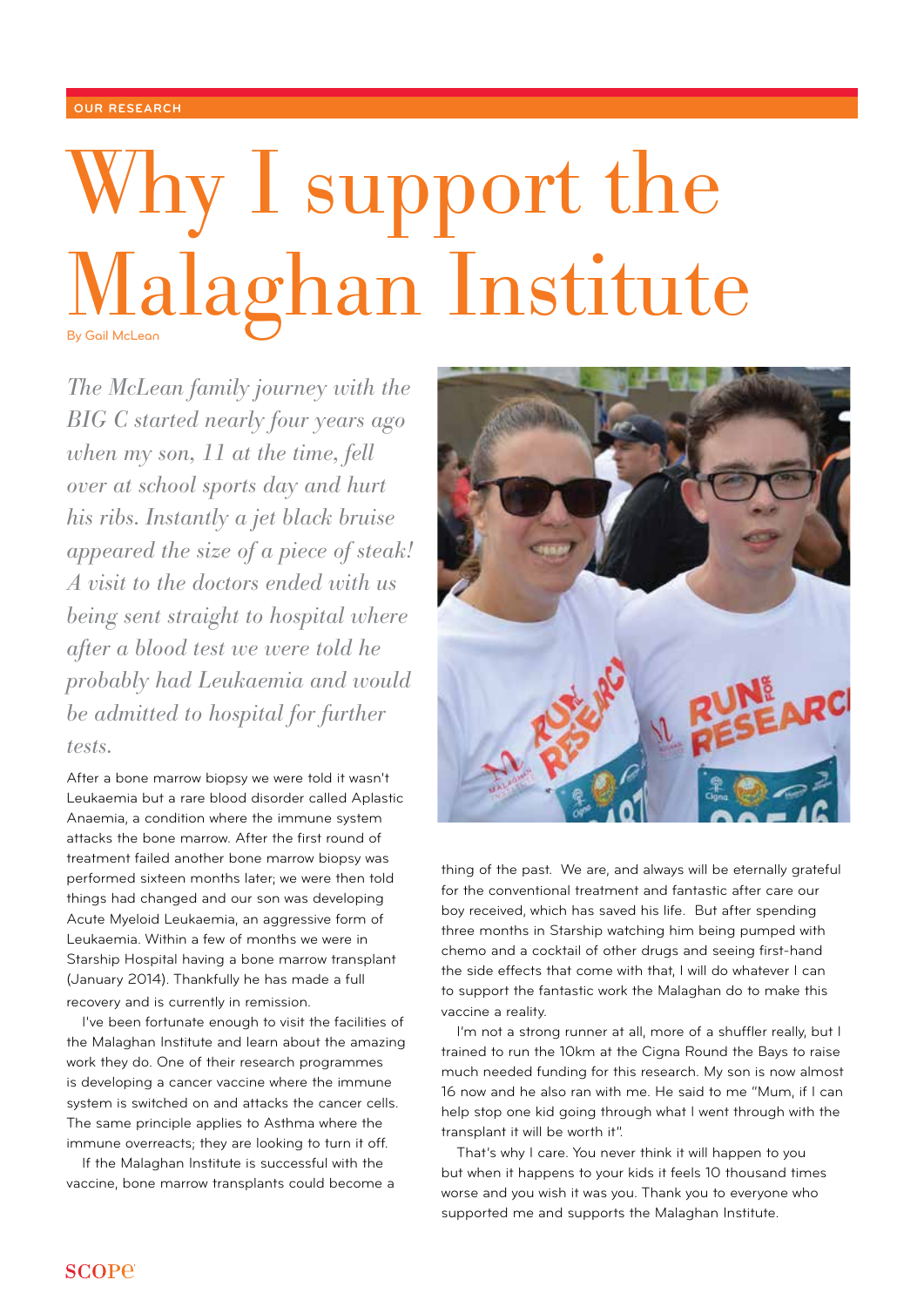OUR RESEARCH

# Why I support the Malaghan Institute

By Gail McLean

*The McLean family journey with the BIG C started nearly four years ago when my son, 11 at the time, fell over at school sports day and hurt his ribs. Instantly a jet black bruise appeared the size of a piece of steak! A visit to the doctors ended with us being sent straight to hospital where after a blood test we were told he probably had Leukaemia and would be admitted to hospital for further tests.*

After a bone marrow biopsy we were told it wasn't Leukaemia but a rare blood disorder called Aplastic Anaemia, a condition where the immune system attacks the bone marrow. After the first round of treatment failed another bone marrow biopsy was performed sixteen months later; we were then told things had changed and our son was developing Acute Myeloid Leukaemia, an aggressive form of Leukaemia. Within a few of months we were in Starship Hospital having a bone marrow transplant (January 2014). Thankfully he has made a full recovery and is currently in remission.

I've been fortunate enough to visit the facilities of the Malaghan Institute and learn about the amazing work they do. One of their research programmes is developing a cancer vaccine where the immune system is switched on and attacks the cancer cells. The same principle applies to Asthma where the immune overreacts; they are looking to turn it off.

If the Malaghan Institute is successful with the vaccine, bone marrow transplants could become a thing of the past. We are, and always will be eternally grateful for the conventional treatment and fantastic after care our boy received, which has saved his life. But after spending three months in Starship watching him being pumped with chemo and a cocktail of other drugs and seeing first-hand the side effects that come with that, I will do whatever I can to support the fantastic work the Malaghan do to make this vaccine a reality.

I'm not a strong runner at all, more of a shuffler really, but I trained to run the 10km at the Cigna Round the Bays to raise much needed funding for this research. My son is now almost 16 now and he also ran with me. He said to me "Mum, if I can help stop one kid going through what I went through with the transplant it will be worth it".

That's why I care. You never think it will happen to you but when it happens to your kids it feels 10 thousand times worse and you wish it was you. Thank you to everyone who supported me and supports the Malaghan Institute.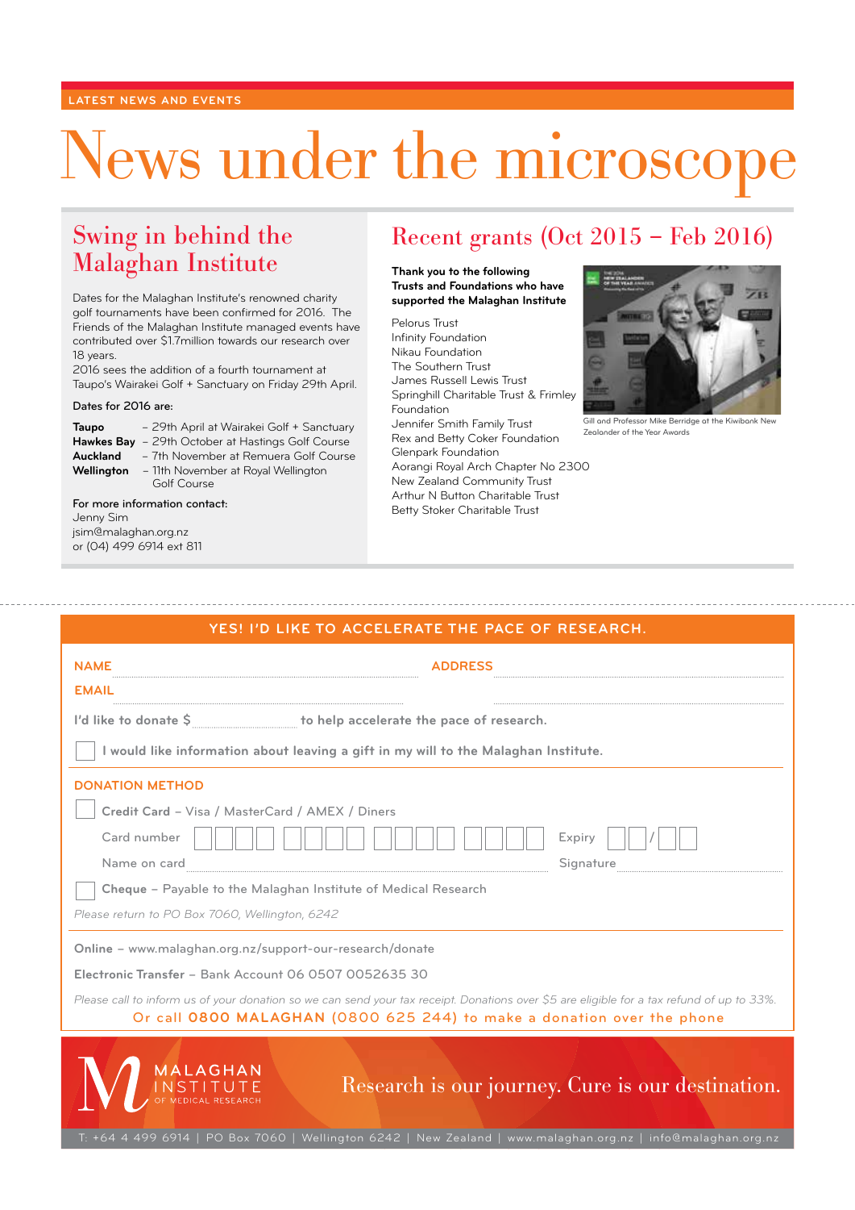LATEST NEWS AND EVENTS

# News under the microscope

## Swing in behind the Malaghan Institute

Dates for the Malaghan Institute's renowned charity golf tournaments have been confirmed for 2016. The Friends of the Malaghan Institute managed events have contributed over $1.7million towards our research over 18 years.
2016 sees the addition of a fourth tournament at Taupo's Wairakei Golf + Sanctuary on Friday 29th April.

Dates for 2016 are:

**Taupo** – 29th April at Wairakei Golf + Sanctuary
**Hawkes Bay** – 29th October at Hastings Golf Course
**Auckland** – 7th November at Remuera Golf Course
**Wellington** – 11th November at Royal Wellington Golf Course

For more information contact:
Jenny Sim
jsim@malaghan.org.nz
or (04) 499 6914 ext 811

## Recent grants (Oct 2015 – Feb 2016)

**Thank you to the following Trusts and Foundations who have supported the Malaghan Institute**

Pelorus Trust
Infinity Foundation
Nikau Foundation
The Southern Trust
James Russell Lewis Trust
Springhill Charitable Trust & Frimley Foundation
Jennifer Smith Family Trust
Rex and Betty Coker Foundation
Glenpark Foundation
Aorangi Royal Arch Chapter No 2300
New Zealand Community Trust
Arthur N Button Charitable Trust
Betty Stoker Charitable Trust

Gill and Professor Mike Berridge at the Kiwibank New Zealander of the Year Awards

---

**YES! I'D LIKE TO ACCELERATE THE PACE OF RESEARCH.**

NAME ........................................ ADDRESS ........................................
EMAIL ........................................

I'd like to donate $ ............ to help accelerate the pace of research.

☐ I would like information about leaving a gift in my will to the Malaghan Institute.

DONATION METHOD

☐ **Credit Card** – Visa / MasterCard / AMEX / Diners

Card number ☐☐☐☐ ☐☐☐☐ ☐☐☐☐ ☐☐☐☐ Expiry ☐☐/☐☐

Name on card ........................................ Signature ........................................

☐ **Cheque** – Payable to the Malaghan Institute of Medical Research

*Please return to PO Box 7060, Wellington, 6242*

**Online** – www.malaghan.org.nz/support-our-research/donate

**Electronic Transfer** – Bank Account 06 0507 0052635 30

*Please call to inform us of your donation so we can send your tax receipt. Donations over $5 are eligible for a tax refund of up to 33%.*

Or call **0800 MALAGHAN** (0800 625 244) to make a donation over the phone

MALAGHAN INSTITUTE OF MEDICAL RESEARCH

Research is our journey. Cure is our destination.

T: +64 4 499 6914 | PO Box 7060 | Wellington 6242 | New Zealand | www.malaghan.org.nz | info@malaghan.org.nz